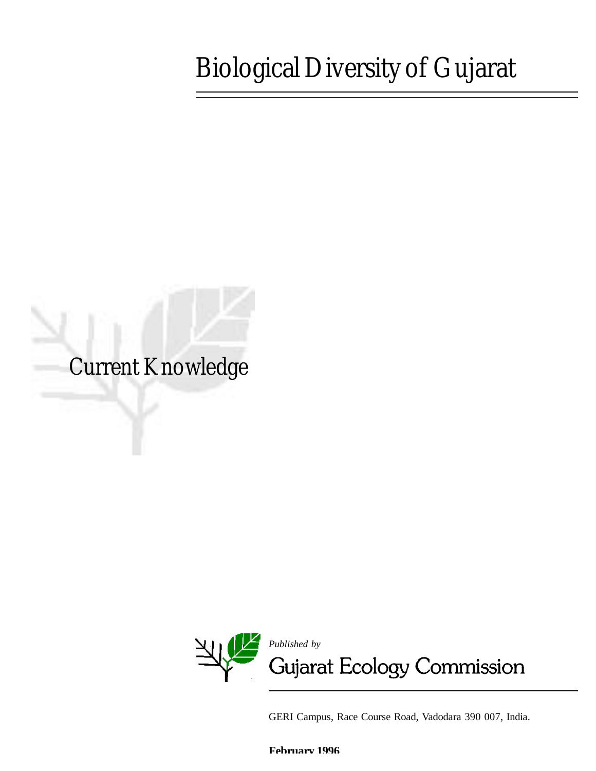# Biological Diversity of Gujarat

## Current Knowledge

*Published by*

Gujarat Ecology Commission

GERI Campus, Race Course Road, Vadodara 390 007, India.

**February 1996**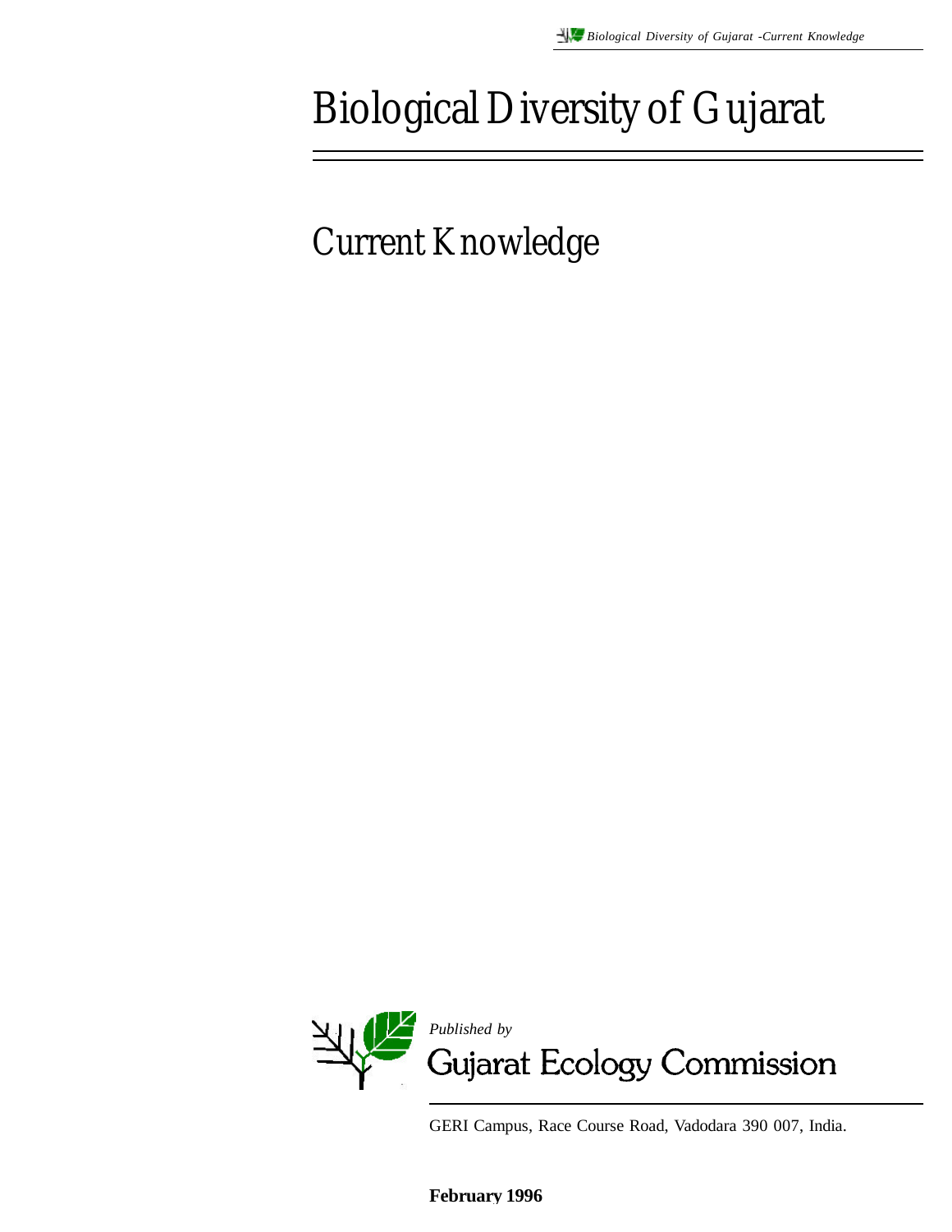# Biological Diversity of Gujarat

## Current Knowledge

*Published by*

Gujarat Ecology Commission

GERI Campus, Race Course Road, Vadodara 390 007, India.

**February 1996**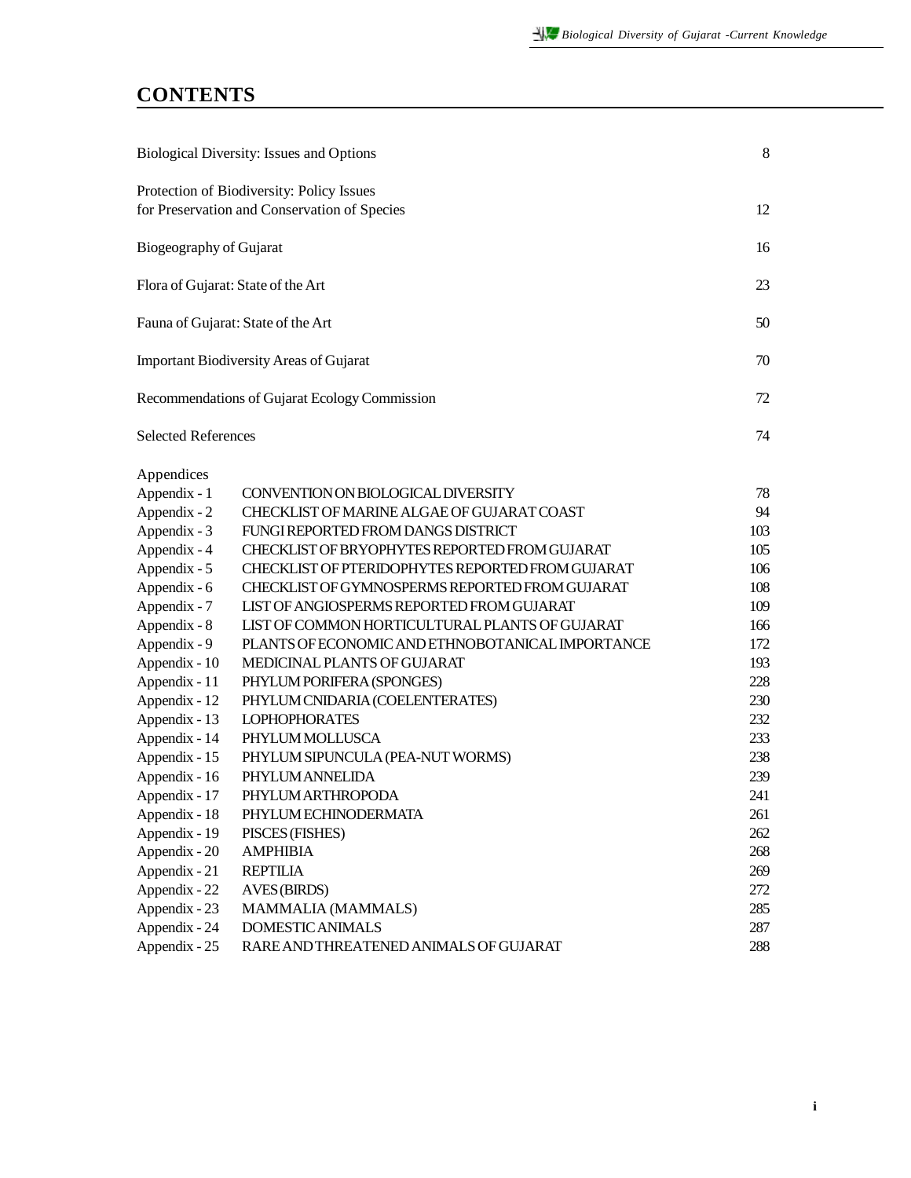# CONTENTS

| | |
|---|---|
| Biological Diversity: Issues and Options | 8 |
| Protection of Biodiversity: Policy Issues for Preservation and Conservation of Species | 12 |
| Biogeography of Gujarat | 16 |
| Flora of Gujarat: State of the Art | 23 |
| Fauna of Gujarat: State of the Art | 50 |
| Important Biodiversity Areas of Gujarat | 70 |
| Recommendations of Gujarat Ecology Commission | 72 |
| Selected References | 74 |

Appendices

| | | |
|---|---|---|
| Appendix - 1 | CONVENTION ON BIOLOGICAL DIVERSITY | 78 |
| Appendix - 2 | CHECKLIST OF MARINE ALGAE OF GUJARAT COAST | 94 |
| Appendix - 3 | FUNGI REPORTED FROM DANGS DISTRICT | 103 |
| Appendix - 4 | CHECKLIST OF BRYOPHYTES REPORTED FROM GUJARAT | 105 |
| Appendix - 5 | CHECKLIST OF PTERIDOPHYTES REPORTED FROM GUJARAT | 106 |
| Appendix - 6 | CHECKLIST OF GYMNOSPERMS REPORTED FROM GUJARAT | 108 |
| Appendix - 7 | LIST OF ANGIOSPERMS REPORTED FROM GUJARAT | 109 |
| Appendix - 8 | LIST OF COMMON HORTICULTURAL PLANTS OF GUJARAT | 166 |
| Appendix - 9 | PLANTS OF ECONOMIC AND ETHNOBOTANICAL IMPORTANCE | 172 |
| Appendix - 10 | MEDICINAL PLANTS OF GUJARAT | 193 |
| Appendix - 11 | PHYLUM PORIFERA (SPONGES) | 228 |
| Appendix - 12 | PHYLUM CNIDARIA (COELENTERATES) | 230 |
| Appendix - 13 | LOPHOPHORATES | 232 |
| Appendix - 14 | PHYLUM MOLLUSCA | 233 |
| Appendix - 15 | PHYLUM SIPUNCULA (PEA-NUT WORMS) | 238 |
| Appendix - 16 | PHYLUM ANNELIDA | 239 |
| Appendix - 17 | PHYLUM ARTHROPODA | 241 |
| Appendix - 18 | PHYLUM ECHINODERMATA | 261 |
| Appendix - 19 | PISCES (FISHES) | 262 |
| Appendix - 20 | AMPHIBIA | 268 |
| Appendix - 21 | REPTILIA | 269 |
| Appendix - 22 | AVES (BIRDS) | 272 |
| Appendix - 23 | MAMMALIA (MAMMALS) | 285 |
| Appendix - 24 | DOMESTIC ANIMALS | 287 |
| Appendix - 25 | RARE AND THREATENED ANIMALS OF GUJARAT | 288 |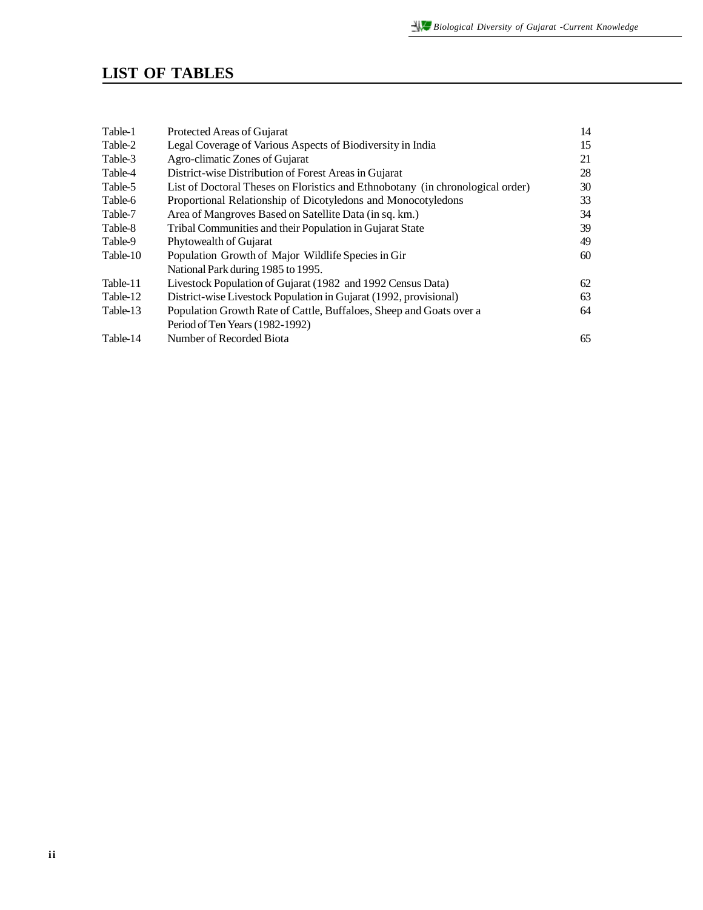## LIST OF TABLES

| | | |
|---|---|---|
| Table-1 | Protected Areas of Gujarat | 14 |
| Table-2 | Legal Coverage of Various Aspects of Biodiversity in India | 15 |
| Table-3 | Agro-climatic Zones of Gujarat | 21 |
| Table-4 | District-wise Distribution of Forest Areas in Gujarat | 28 |
| Table-5 | List of Doctoral Theses on Floristics and Ethnobotany (in chronological order) | 30 |
| Table-6 | Proportional Relationship of Dicotyledons and Monocotyledons | 33 |
| Table-7 | Area of Mangroves Based on Satellite Data (in sq. km.) | 34 |
| Table-8 | Tribal Communities and their Population in Gujarat State | 39 |
| Table-9 | Phytowealth of Gujarat | 49 |
| Table-10 | Population Growth of Major Wildlife Species in Gir National Park during 1985 to 1995. | 60 |
| Table-11 | Livestock Population of Gujarat (1982 and 1992 Census Data) | 62 |
| Table-12 | District-wise Livestock Population in Gujarat (1992, provisional) | 63 |
| Table-13 | Population Growth Rate of Cattle, Buffaloes, Sheep and Goats over a Period of Ten Years (1982-1992) | 64 |
| Table-14 | Number of Recorded Biota | 65 |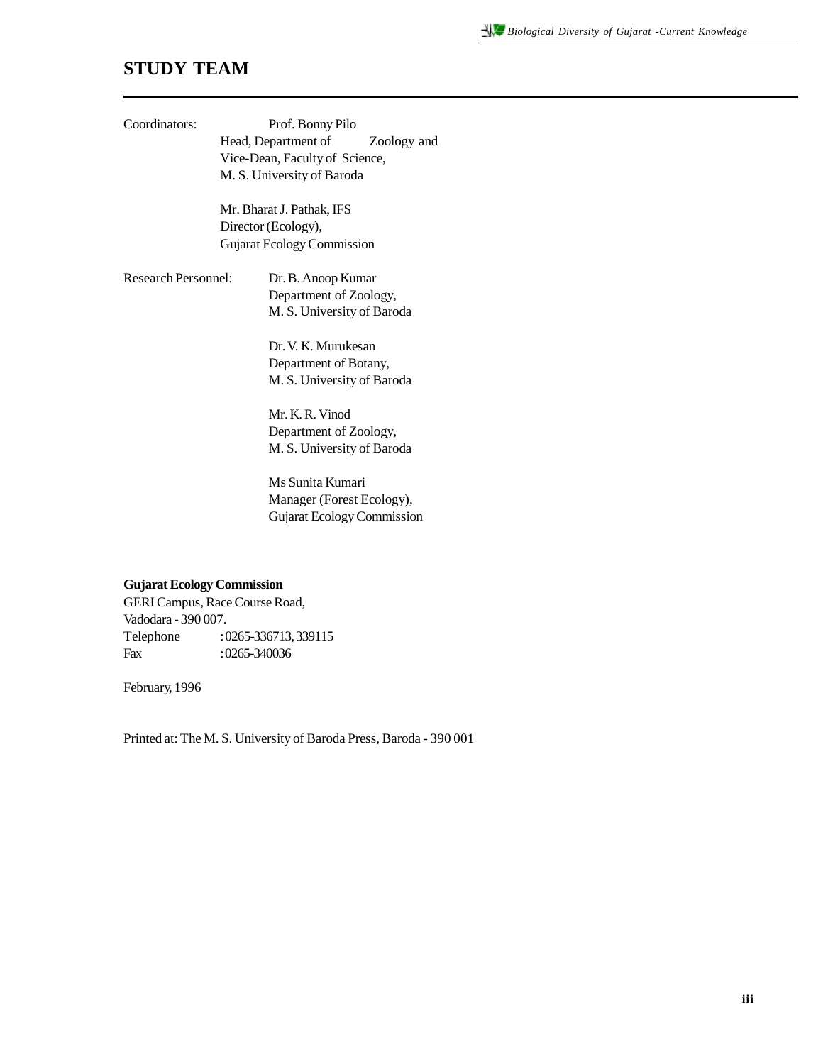# STUDY TEAM

Coordinators:

Prof. Bonny Pilo
Head, Department of Zoology and
Vice-Dean, Faculty of Science,
M. S. University of Baroda

Mr. Bharat J. Pathak, IFS
Director (Ecology),
Gujarat Ecology Commission

Research Personnel:

Dr. B. Anoop Kumar
Department of Zoology,
M. S. University of Baroda

Dr. V. K. Murukesan
Department of Botany,
M. S. University of Baroda

Mr. K. R. Vinod
Department of Zoology,
M. S. University of Baroda

Ms Sunita Kumari
Manager (Forest Ecology),
Gujarat Ecology Commission

**Gujarat Ecology Commission**
GERI Campus, Race Course Road,
Vadodara - 390 007.
Telephone : 0265-336713, 339115
Fax : 0265-340036

February, 1996

Printed at: The M. S. University of Baroda Press, Baroda - 390 001